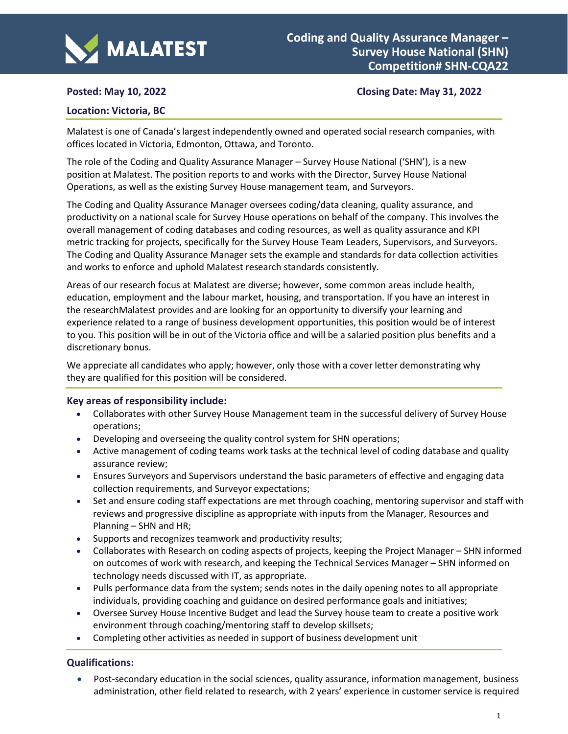MALATEST

# Coding and Quality Assurance Manager – Survey House National (SHN) Competition# SHN-CQA22

**Posted: May 10, 2022** **Closing Date: May 31, 2022**

**Location: Victoria, BC**

Malatest is one of Canada's largest independently owned and operated social research companies, with offices located in Victoria, Edmonton, Ottawa, and Toronto.

The role of the Coding and Quality Assurance Manager – Survey House National ('SHN'), is a new position at Malatest. The position reports to and works with the Director, Survey House National Operations, as well as the existing Survey House management team, and Surveyors.

The Coding and Quality Assurance Manager oversees coding/data cleaning, quality assurance, and productivity on a national scale for Survey House operations on behalf of the company. This involves the overall management of coding databases and coding resources, as well as quality assurance and KPI metric tracking for projects, specifically for the Survey House Team Leaders, Supervisors, and Surveyors. The Coding and Quality Assurance Manager sets the example and standards for data collection activities and works to enforce and uphold Malatest research standards consistently.

Areas of our research focus at Malatest are diverse; however, some common areas include health, education, employment and the labour market, housing, and transportation. If you have an interest in the researchMalatest provides and are looking for an opportunity to diversify your learning and experience related to a range of business development opportunities, this position would be of interest to you. This position will be in out of the Victoria office and will be a salaried position plus benefits and a discretionary bonus.

We appreciate all candidates who apply; however, only those with a cover letter demonstrating why they are qualified for this position will be considered.

### Key areas of responsibility include:

- Collaborates with other Survey House Management team in the successful delivery of Survey House operations;
- Developing and overseeing the quality control system for SHN operations;
- Active management of coding teams work tasks at the technical level of coding database and quality assurance review;
- Ensures Surveyors and Supervisors understand the basic parameters of effective and engaging data collection requirements, and Surveyor expectations;
- Set and ensure coding staff expectations are met through coaching, mentoring supervisor and staff with reviews and progressive discipline as appropriate with inputs from the Manager, Resources and Planning – SHN and HR;
- Supports and recognizes teamwork and productivity results;
- Collaborates with Research on coding aspects of projects, keeping the Project Manager – SHN informed on outcomes of work with research, and keeping the Technical Services Manager – SHN informed on technology needs discussed with IT, as appropriate.
- Pulls performance data from the system; sends notes in the daily opening notes to all appropriate individuals, providing coaching and guidance on desired performance goals and initiatives;
- Oversee Survey House Incentive Budget and lead the Survey house team to create a positive work environment through coaching/mentoring staff to develop skillsets;
- Completing other activities as needed in support of business development unit

### Qualifications:

- Post-secondary education in the social sciences, quality assurance, information management, business administration, other field related to research, with 2 years' experience in customer service is required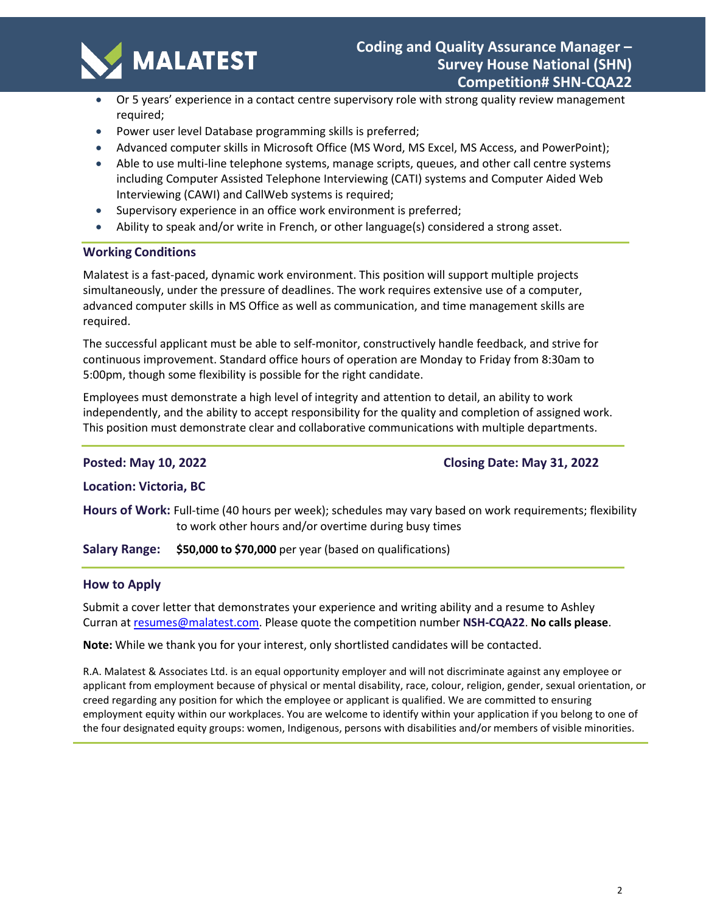- Or 5 years' experience in a contact centre supervisory role with strong quality review management required;
- Power user level Database programming skills is preferred;
- Advanced computer skills in Microsoft Office (MS Word, MS Excel, MS Access, and PowerPoint);
- Able to use multi-line telephone systems, manage scripts, queues, and other call centre systems including Computer Assisted Telephone Interviewing (CATI) systems and Computer Aided Web Interviewing (CAWI) and CallWeb systems is required;
- Supervisory experience in an office work environment is preferred;
- Ability to speak and/or write in French, or other language(s) considered a strong asset.

## Working Conditions

Malatest is a fast-paced, dynamic work environment. This position will support multiple projects simultaneously, under the pressure of deadlines. The work requires extensive use of a computer, advanced computer skills in MS Office as well as communication, and time management skills are required.

The successful applicant must be able to self-monitor, constructively handle feedback, and strive for continuous improvement. Standard office hours of operation are Monday to Friday from 8:30am to 5:00pm, though some flexibility is possible for the right candidate.

Employees must demonstrate a high level of integrity and attention to detail, an ability to work independently, and the ability to accept responsibility for the quality and completion of assigned work. This position must demonstrate clear and collaborative communications with multiple departments.

**Posted: May 10, 2022** **Closing Date: May 31, 2022**

**Location: Victoria, BC**

**Hours of Work:** Full-time (40 hours per week); schedules may vary based on work requirements; flexibility to work other hours and/or overtime during busy times

**Salary Range:** **$50,000 to $70,000** per year (based on qualifications)

## How to Apply

Submit a cover letter that demonstrates your experience and writing ability and a resume to Ashley Curran at resumes@malatest.com. Please quote the competition number **NSH-CQA22**. **No calls please**.

**Note:** While we thank you for your interest, only shortlisted candidates will be contacted.

R.A. Malatest & Associates Ltd. is an equal opportunity employer and will not discriminate against any employee or applicant from employment because of physical or mental disability, race, colour, religion, gender, sexual orientation, or creed regarding any position for which the employee or applicant is qualified. We are committed to ensuring employment equity within our workplaces. You are welcome to identify within your application if you belong to one of the four designated equity groups: women, Indigenous, persons with disabilities and/or members of visible minorities.